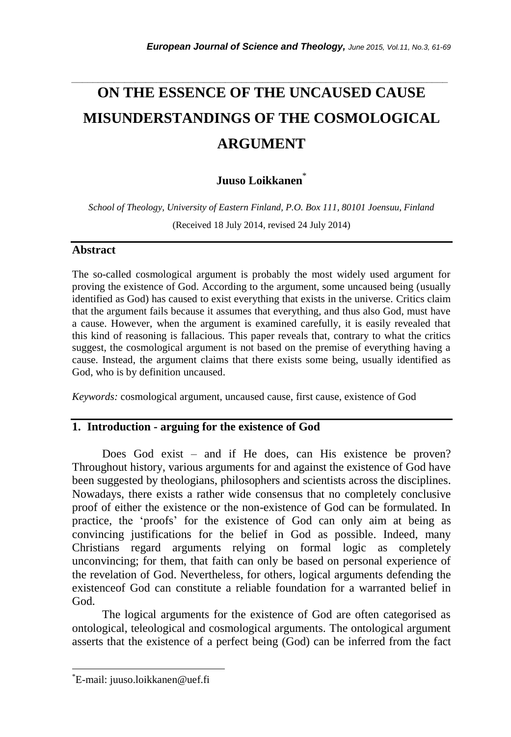# ON THE ESSENCE OF THE UNCAUSED CAUSE MISUNDERSTANDINGS OF THE COSMOLOGICAL ARGUMENT

**Juuso Loikkanen**[*]

*School of Theology, University of Eastern Finland, P.O. Box 111, 80101 Joensuu, Finland*

(Received 18 July 2014, revised 24 July 2014)

## Abstract

The so-called cosmological argument is probably the most widely used argument for proving the existence of God. According to the argument, some uncaused being (usually identified as God) has caused to exist everything that exists in the universe. Critics claim that the argument fails because it assumes that everything, and thus also God, must have a cause. However, when the argument is examined carefully, it is easily revealed that this kind of reasoning is fallacious. This paper reveals that, contrary to what the critics suggest, the cosmological argument is not based on the premise of everything having a cause. Instead, the argument claims that there exists some being, usually identified as God, who is by definition uncaused.

*Keywords:* cosmological argument, uncaused cause, first cause, existence of God

## 1. Introduction - arguing for the existence of God

Does God exist – and if He does, can His existence be proven? Throughout history, various arguments for and against the existence of God have been suggested by theologians, philosophers and scientists across the disciplines. Nowadays, there exists a rather wide consensus that no completely conclusive proof of either the existence or the non-existence of God can be formulated. In practice, the 'proofs' for the existence of God can only aim at being as convincing justifications for the belief in God as possible. Indeed, many Christians regard arguments relying on formal logic as completely unconvincing; for them, that faith can only be based on personal experience of the revelation of God. Nevertheless, for others, logical arguments defending the existenceof God can constitute a reliable foundation for a warranted belief in God.

The logical arguments for the existence of God are often categorised as ontological, teleological and cosmological arguments. The ontological argument asserts that the existence of a perfect being (God) can be inferred from the fact

[*] E-mail: juuso.loikkanen@uef.fi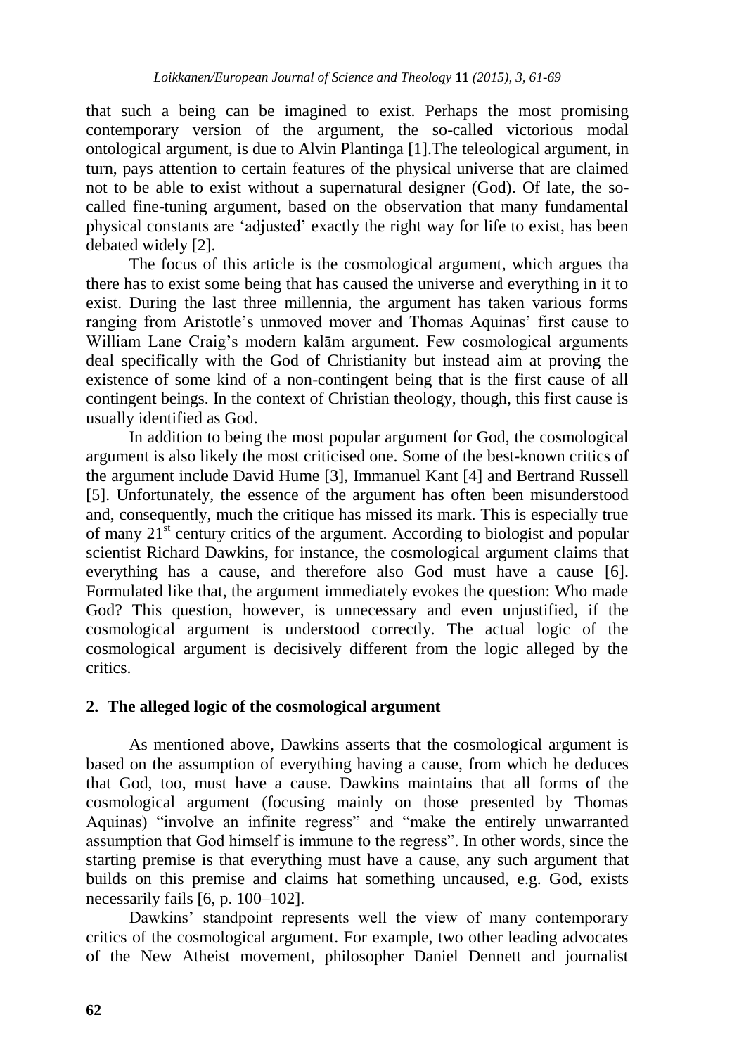that such a being can be imagined to exist. Perhaps the most promising contemporary version of the argument, the so-called victorious modal ontological argument, is due to Alvin Plantinga [1].The teleological argument, in turn, pays attention to certain features of the physical universe that are claimed not to be able to exist without a supernatural designer (God). Of late, the so-called fine-tuning argument, based on the observation that many fundamental physical constants are 'adjusted' exactly the right way for life to exist, has been debated widely [2].

The focus of this article is the cosmological argument, which argues tha there has to exist some being that has caused the universe and everything in it to exist. During the last three millennia, the argument has taken various forms ranging from Aristotle's unmoved mover and Thomas Aquinas' first cause to William Lane Craig's modern kalām argument. Few cosmological arguments deal specifically with the God of Christianity but instead aim at proving the existence of some kind of a non-contingent being that is the first cause of all contingent beings. In the context of Christian theology, though, this first cause is usually identified as God.

In addition to being the most popular argument for God, the cosmological argument is also likely the most criticised one. Some of the best-known critics of the argument include David Hume [3], Immanuel Kant [4] and Bertrand Russell [5]. Unfortunately, the essence of the argument has often been misunderstood and, consequently, much the critique has missed its mark. This is especially true of many 21st century critics of the argument. According to biologist and popular scientist Richard Dawkins, for instance, the cosmological argument claims that everything has a cause, and therefore also God must have a cause [6]. Formulated like that, the argument immediately evokes the question: Who made God? This question, however, is unnecessary and even unjustified, if the cosmological argument is understood correctly. The actual logic of the cosmological argument is decisively different from the logic alleged by the critics.

## 2. The alleged logic of the cosmological argument

As mentioned above, Dawkins asserts that the cosmological argument is based on the assumption of everything having a cause, from which he deduces that God, too, must have a cause. Dawkins maintains that all forms of the cosmological argument (focusing mainly on those presented by Thomas Aquinas) "involve an infinite regress" and "make the entirely unwarranted assumption that God himself is immune to the regress". In other words, since the starting premise is that everything must have a cause, any such argument that builds on this premise and claims hat something uncaused, e.g. God, exists necessarily fails [6, p. 100–102].

Dawkins' standpoint represents well the view of many contemporary critics of the cosmological argument. For example, two other leading advocates of the New Atheist movement, philosopher Daniel Dennett and journalist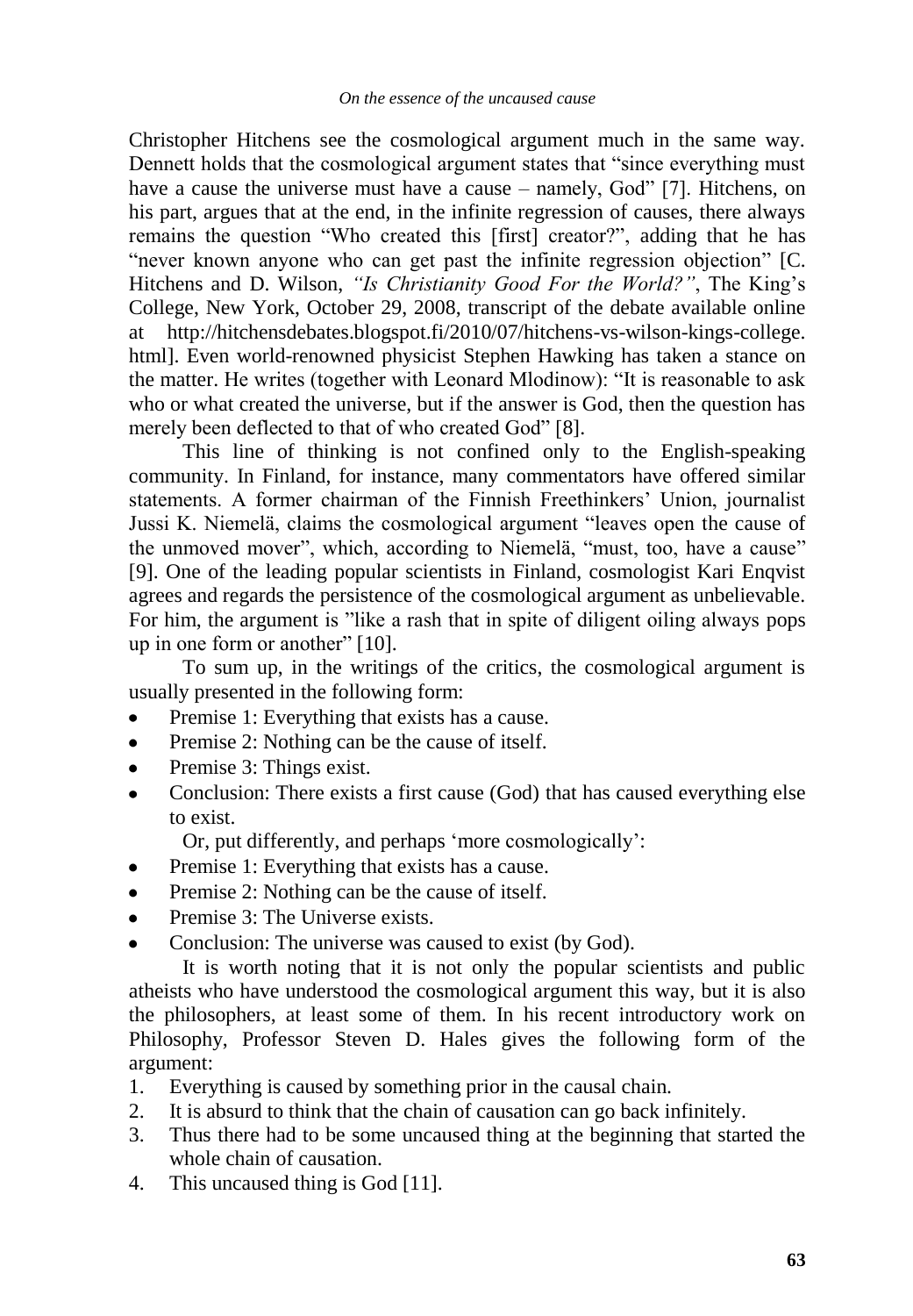Christopher Hitchens see the cosmological argument much in the same way. Dennett holds that the cosmological argument states that "since everything must have a cause the universe must have a cause – namely, God" [7]. Hitchens, on his part, argues that at the end, in the infinite regression of causes, there always remains the question "Who created this [first] creator?", adding that he has "never known anyone who can get past the infinite regression objection" [C. Hitchens and D. Wilson, *"Is Christianity Good For the World?"*, The King's College, New York, October 29, 2008, transcript of the debate available online at http://hitchensdebates.blogspot.fi/2010/07/hitchens-vs-wilson-kings-college.html]. Even world-renowned physicist Stephen Hawking has taken a stance on the matter. He writes (together with Leonard Mlodinow): "It is reasonable to ask who or what created the universe, but if the answer is God, then the question has merely been deflected to that of who created God" [8].

This line of thinking is not confined only to the English-speaking community. In Finland, for instance, many commentators have offered similar statements. A former chairman of the Finnish Freethinkers' Union, journalist Jussi K. Niemelä, claims the cosmological argument "leaves open the cause of the unmoved mover", which, according to Niemelä, "must, too, have a cause" [9]. One of the leading popular scientists in Finland, cosmologist Kari Enqvist agrees and regards the persistence of the cosmological argument as unbelievable. For him, the argument is "like a rash that in spite of diligent oiling always pops up in one form or another" [10].

To sum up, in the writings of the critics, the cosmological argument is usually presented in the following form:

- Premise 1: Everything that exists has a cause.
- Premise 2: Nothing can be the cause of itself.
- Premise 3: Things exist.
- Conclusion: There exists a first cause (God) that has caused everything else to exist.

Or, put differently, and perhaps 'more cosmologically':

- Premise 1: Everything that exists has a cause.
- Premise 2: Nothing can be the cause of itself.
- Premise 3: The Universe exists.
- Conclusion: The universe was caused to exist (by God).

It is worth noting that it is not only the popular scientists and public atheists who have understood the cosmological argument this way, but it is also the philosophers, at least some of them. In his recent introductory work on Philosophy, Professor Steven D. Hales gives the following form of the argument:

1. Everything is caused by something prior in the causal chain.
2. It is absurd to think that the chain of causation can go back infinitely.
3. Thus there had to be some uncaused thing at the beginning that started the whole chain of causation.
4. This uncaused thing is God [11].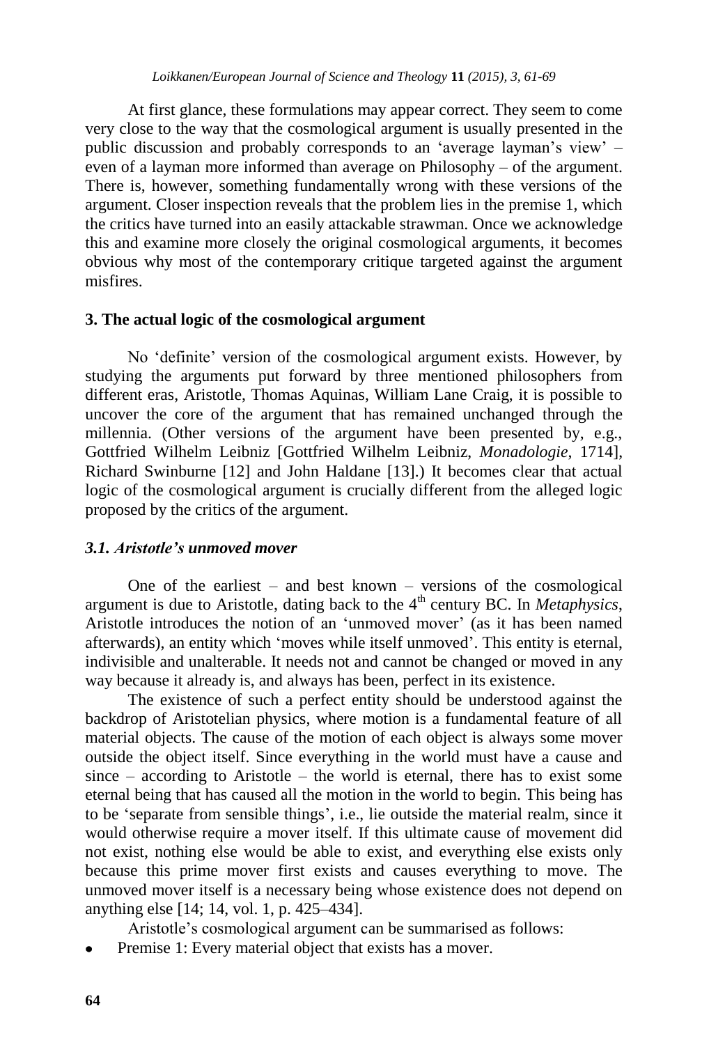At first glance, these formulations may appear correct. They seem to come very close to the way that the cosmological argument is usually presented in the public discussion and probably corresponds to an 'average layman's view' – even of a layman more informed than average on Philosophy – of the argument. There is, however, something fundamentally wrong with these versions of the argument. Closer inspection reveals that the problem lies in the premise 1, which the critics have turned into an easily attackable strawman. Once we acknowledge this and examine more closely the original cosmological arguments, it becomes obvious why most of the contemporary critique targeted against the argument misfires.

## 3. The actual logic of the cosmological argument

No 'definite' version of the cosmological argument exists. However, by studying the arguments put forward by three mentioned philosophers from different eras, Aristotle, Thomas Aquinas, William Lane Craig, it is possible to uncover the core of the argument that has remained unchanged through the millennia. (Other versions of the argument have been presented by, e.g., Gottfried Wilhelm Leibniz [Gottfried Wilhelm Leibniz, *Monadologie*, 1714], Richard Swinburne [12] and John Haldane [13].) It becomes clear that actual logic of the cosmological argument is crucially different from the alleged logic proposed by the critics of the argument.

### *3.1. Aristotle's unmoved mover*

One of the earliest – and best known – versions of the cosmological argument is due to Aristotle, dating back to the 4th century BC. In *Metaphysics*, Aristotle introduces the notion of an 'unmoved mover' (as it has been named afterwards), an entity which 'moves while itself unmoved'. This entity is eternal, indivisible and unalterable. It needs not and cannot be changed or moved in any way because it already is, and always has been, perfect in its existence.

The existence of such a perfect entity should be understood against the backdrop of Aristotelian physics, where motion is a fundamental feature of all material objects. The cause of the motion of each object is always some mover outside the object itself. Since everything in the world must have a cause and since – according to Aristotle – the world is eternal, there has to exist some eternal being that has caused all the motion in the world to begin. This being has to be 'separate from sensible things', i.e., lie outside the material realm, since it would otherwise require a mover itself. If this ultimate cause of movement did not exist, nothing else would be able to exist, and everything else exists only because this prime mover first exists and causes everything to move. The unmoved mover itself is a necessary being whose existence does not depend on anything else [14; 14, vol. 1, p. 425–434].

Aristotle's cosmological argument can be summarised as follows:

- Premise 1: Every material object that exists has a mover.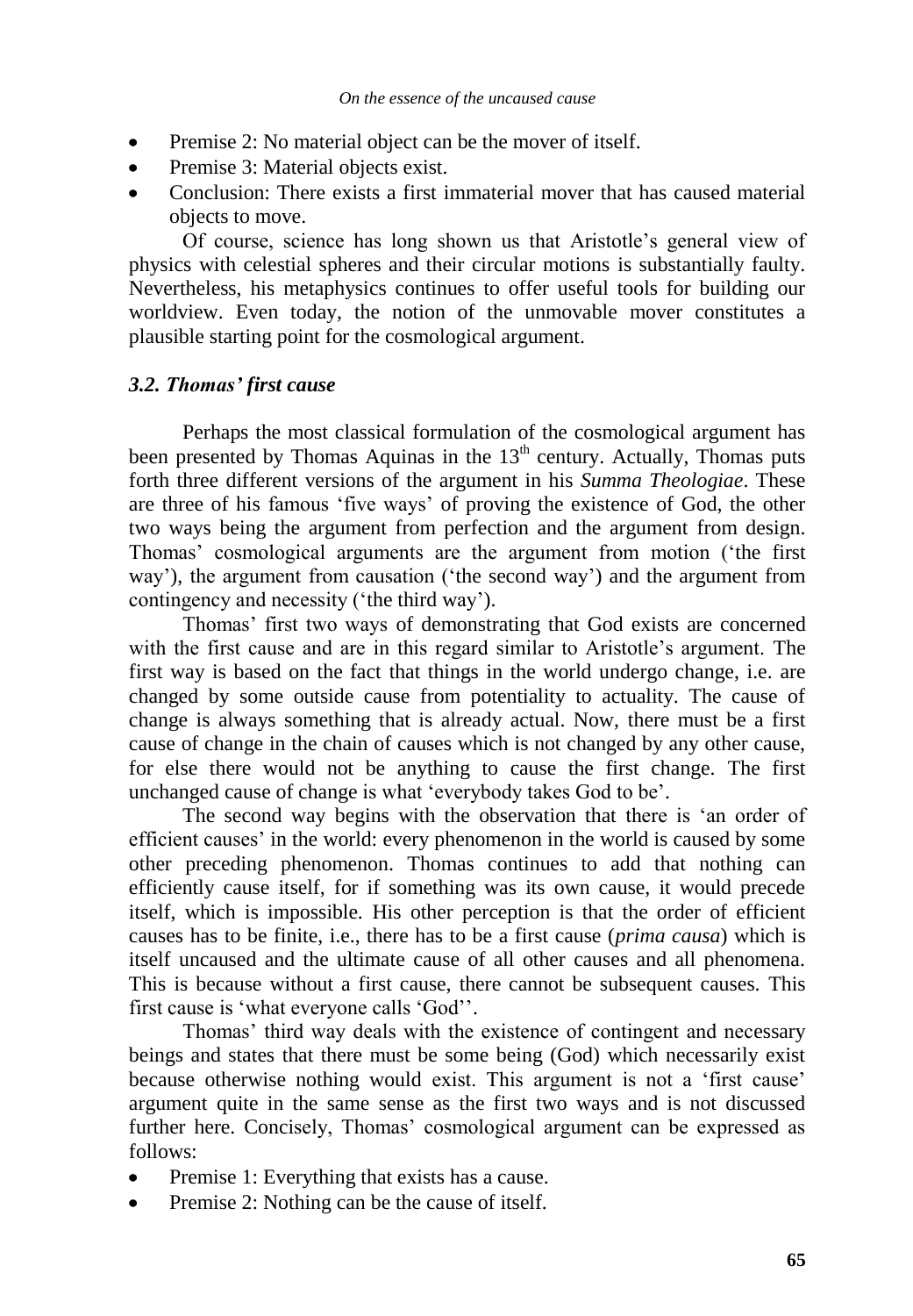- Premise 2: No material object can be the mover of itself.
- Premise 3: Material objects exist.
- Conclusion: There exists a first immaterial mover that has caused material objects to move.

Of course, science has long shown us that Aristotle's general view of physics with celestial spheres and their circular motions is substantially faulty. Nevertheless, his metaphysics continues to offer useful tools for building our worldview. Even today, the notion of the unmovable mover constitutes a plausible starting point for the cosmological argument.

### *3.2. Thomas' first cause*

Perhaps the most classical formulation of the cosmological argument has been presented by Thomas Aquinas in the 13th century. Actually, Thomas puts forth three different versions of the argument in his *Summa Theologiae*. These are three of his famous 'five ways' of proving the existence of God, the other two ways being the argument from perfection and the argument from design. Thomas' cosmological arguments are the argument from motion ('the first way'), the argument from causation ('the second way') and the argument from contingency and necessity ('the third way').

Thomas' first two ways of demonstrating that God exists are concerned with the first cause and are in this regard similar to Aristotle's argument. The first way is based on the fact that things in the world undergo change, i.e. are changed by some outside cause from potentiality to actuality. The cause of change is always something that is already actual. Now, there must be a first cause of change in the chain of causes which is not changed by any other cause, for else there would not be anything to cause the first change. The first unchanged cause of change is what 'everybody takes God to be'.

The second way begins with the observation that there is 'an order of efficient causes' in the world: every phenomenon in the world is caused by some other preceding phenomenon. Thomas continues to add that nothing can efficiently cause itself, for if something was its own cause, it would precede itself, which is impossible. His other perception is that the order of efficient causes has to be finite, i.e., there has to be a first cause (*prima causa*) which is itself uncaused and the ultimate cause of all other causes and all phenomena. This is because without a first cause, there cannot be subsequent causes. This first cause is 'what everyone calls 'God''.

Thomas' third way deals with the existence of contingent and necessary beings and states that there must be some being (God) which necessarily exist because otherwise nothing would exist. This argument is not a 'first cause' argument quite in the same sense as the first two ways and is not discussed further here. Concisely, Thomas' cosmological argument can be expressed as follows:

- Premise 1: Everything that exists has a cause.
- Premise 2: Nothing can be the cause of itself.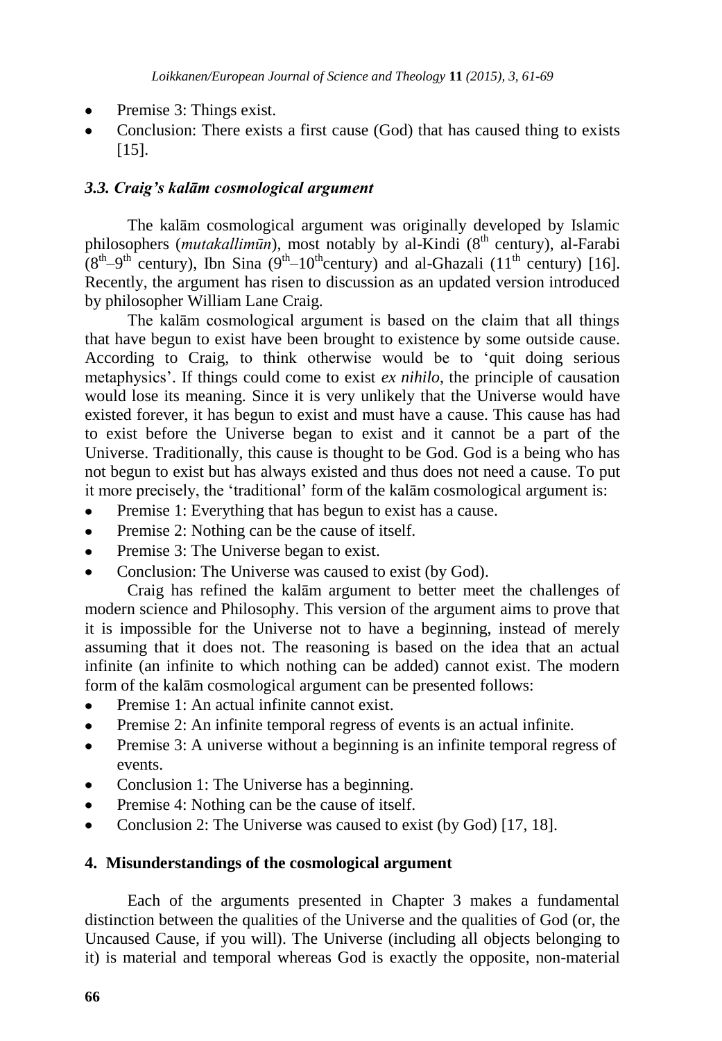- Premise 3: Things exist.
- Conclusion: There exists a first cause (God) that has caused thing to exists [15].

### *3.3. Craig's kalām cosmological argument*

The kalām cosmological argument was originally developed by Islamic philosophers (*mutakallimūn*), most notably by al-Kindi (8th century), al-Farabi (8th–9th century), Ibn Sina (9th–10th century) and al-Ghazali (11th century) [16]. Recently, the argument has risen to discussion as an updated version introduced by philosopher William Lane Craig.

The kalām cosmological argument is based on the claim that all things that have begun to exist have been brought to existence by some outside cause. According to Craig, to think otherwise would be to 'quit doing serious metaphysics'. If things could come to exist *ex nihilo*, the principle of causation would lose its meaning. Since it is very unlikely that the Universe would have existed forever, it has begun to exist and must have a cause. This cause has had to exist before the Universe began to exist and it cannot be a part of the Universe. Traditionally, this cause is thought to be God. God is a being who has not begun to exist but has always existed and thus does not need a cause. To put it more precisely, the 'traditional' form of the kalām cosmological argument is:

- Premise 1: Everything that has begun to exist has a cause.
- Premise 2: Nothing can be the cause of itself.
- Premise 3: The Universe began to exist.
- Conclusion: The Universe was caused to exist (by God).

Craig has refined the kalām argument to better meet the challenges of modern science and Philosophy. This version of the argument aims to prove that it is impossible for the Universe not to have a beginning, instead of merely assuming that it does not. The reasoning is based on the idea that an actual infinite (an infinite to which nothing can be added) cannot exist. The modern form of the kalām cosmological argument can be presented follows:

- Premise 1: An actual infinite cannot exist.
- Premise 2: An infinite temporal regress of events is an actual infinite.
- Premise 3: A universe without a beginning is an infinite temporal regress of events.
- Conclusion 1: The Universe has a beginning.
- Premise 4: Nothing can be the cause of itself.
- Conclusion 2: The Universe was caused to exist (by God) [17, 18].

## 4. Misunderstandings of the cosmological argument

Each of the arguments presented in Chapter 3 makes a fundamental distinction between the qualities of the Universe and the qualities of God (or, the Uncaused Cause, if you will). The Universe (including all objects belonging to it) is material and temporal whereas God is exactly the opposite, non-material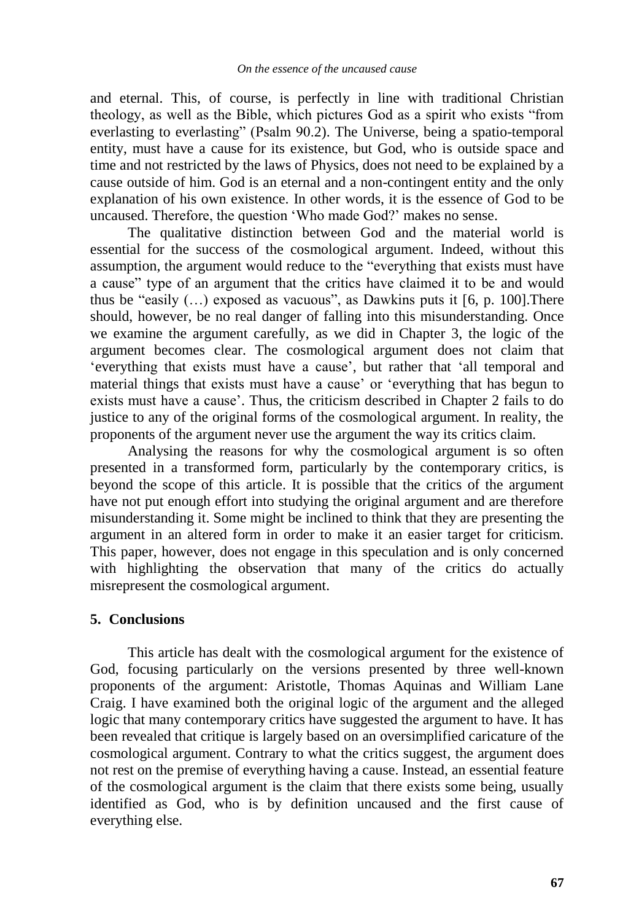and eternal. This, of course, is perfectly in line with traditional Christian theology, as well as the Bible, which pictures God as a spirit who exists "from everlasting to everlasting" (Psalm 90.2). The Universe, being a spatio-temporal entity, must have a cause for its existence, but God, who is outside space and time and not restricted by the laws of Physics, does not need to be explained by a cause outside of him. God is an eternal and a non-contingent entity and the only explanation of his own existence. In other words, it is the essence of God to be uncaused. Therefore, the question 'Who made God?' makes no sense.

The qualitative distinction between God and the material world is essential for the success of the cosmological argument. Indeed, without this assumption, the argument would reduce to the "everything that exists must have a cause" type of an argument that the critics have claimed it to be and would thus be "easily (…) exposed as vacuous", as Dawkins puts it [6, p. 100].There should, however, be no real danger of falling into this misunderstanding. Once we examine the argument carefully, as we did in Chapter 3, the logic of the argument becomes clear. The cosmological argument does not claim that 'everything that exists must have a cause', but rather that 'all temporal and material things that exists must have a cause' or 'everything that has begun to exists must have a cause'. Thus, the criticism described in Chapter 2 fails to do justice to any of the original forms of the cosmological argument. In reality, the proponents of the argument never use the argument the way its critics claim.

Analysing the reasons for why the cosmological argument is so often presented in a transformed form, particularly by the contemporary critics, is beyond the scope of this article. It is possible that the critics of the argument have not put enough effort into studying the original argument and are therefore misunderstanding it. Some might be inclined to think that they are presenting the argument in an altered form in order to make it an easier target for criticism. This paper, however, does not engage in this speculation and is only concerned with highlighting the observation that many of the critics do actually misrepresent the cosmological argument.

## 5. Conclusions

This article has dealt with the cosmological argument for the existence of God, focusing particularly on the versions presented by three well-known proponents of the argument: Aristotle, Thomas Aquinas and William Lane Craig. I have examined both the original logic of the argument and the alleged logic that many contemporary critics have suggested the argument to have. It has been revealed that critique is largely based on an oversimplified caricature of the cosmological argument. Contrary to what the critics suggest, the argument does not rest on the premise of everything having a cause. Instead, an essential feature of the cosmological argument is the claim that there exists some being, usually identified as God, who is by definition uncaused and the first cause of everything else.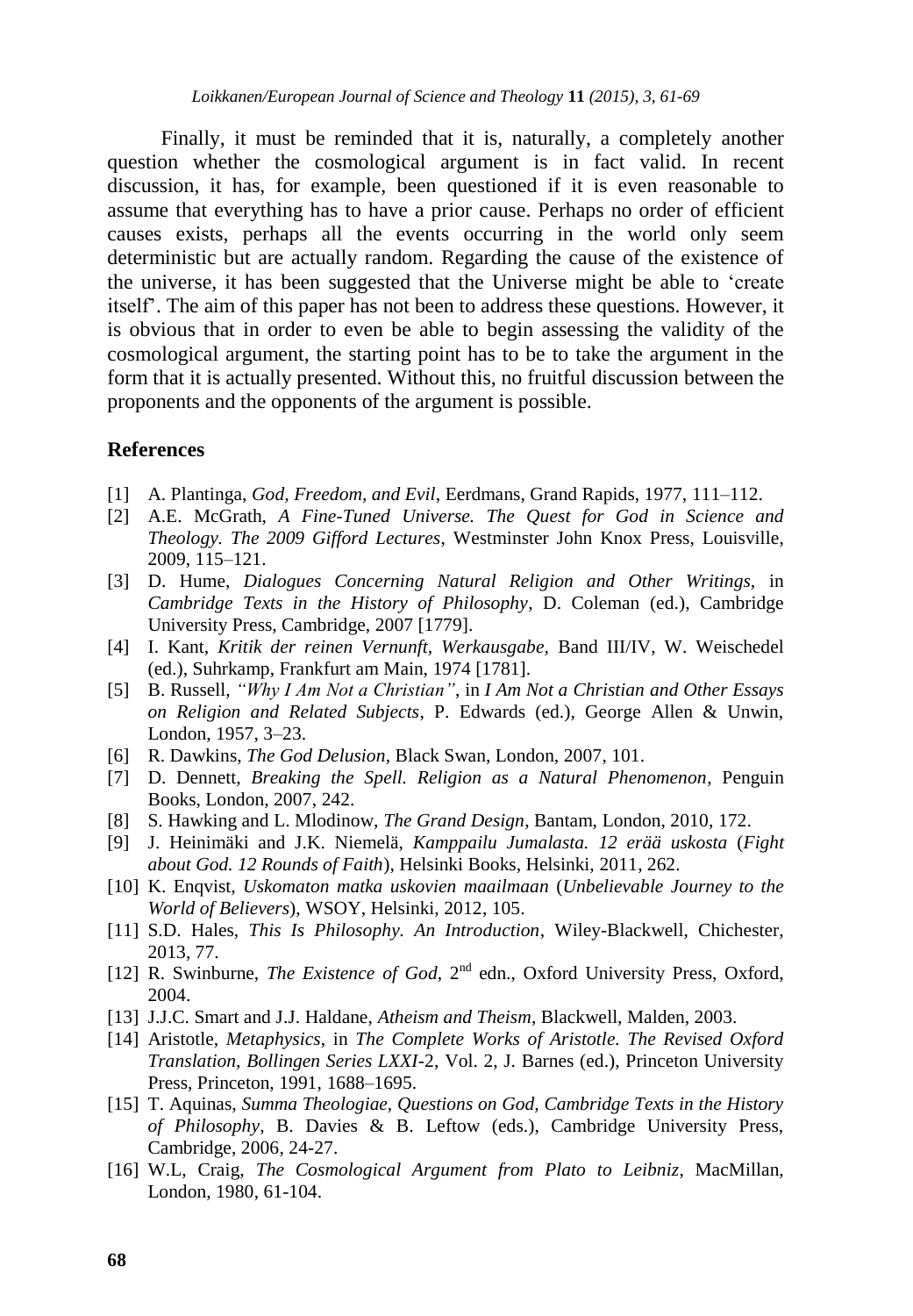Finally, it must be reminded that it is, naturally, a completely another question whether the cosmological argument is in fact valid. In recent discussion, it has, for example, been questioned if it is even reasonable to assume that everything has to have a prior cause. Perhaps no order of efficient causes exists, perhaps all the events occurring in the world only seem deterministic but are actually random. Regarding the cause of the existence of the universe, it has been suggested that the Universe might be able to 'create itself'. The aim of this paper has not been to address these questions. However, it is obvious that in order to even be able to begin assessing the validity of the cosmological argument, the starting point has to be to take the argument in the form that it is actually presented. Without this, no fruitful discussion between the proponents and the opponents of the argument is possible.

## References

[1] A. Plantinga, *God, Freedom, and Evil*, Eerdmans, Grand Rapids, 1977, 111–112.

[2] A.E. McGrath, *A Fine-Tuned Universe. The Quest for God in Science and Theology. The 2009 Gifford Lectures*, Westminster John Knox Press, Louisville, 2009, 115–121.

[3] D. Hume, *Dialogues Concerning Natural Religion and Other Writings*, in *Cambridge Texts in the History of Philosophy*, D. Coleman (ed.), Cambridge University Press, Cambridge, 2007 [1779].

[4] I. Kant, *Kritik der reinen Vernunft, Werkausgabe,* Band III/IV, W. Weischedel (ed.), Suhrkamp, Frankfurt am Main, 1974 [1781].

[5] B. Russell, *"Why I Am Not a Christian"*, in *I Am Not a Christian and Other Essays on Religion and Related Subjects*, P. Edwards (ed.), George Allen & Unwin, London, 1957, 3–23.

[6] R. Dawkins, *The God Delusion*, Black Swan, London, 2007, 101.

[7] D. Dennett, *Breaking the Spell. Religion as a Natural Phenomenon*, Penguin Books, London, 2007, 242.

[8] S. Hawking and L. Mlodinow, *The Grand Design*, Bantam, London, 2010, 172.

[9] J. Heinimäki and J.K. Niemelä, *Kamppailu Jumalasta. 12 erää uskosta* (*Fight about God. 12 Rounds of Faith*), Helsinki Books, Helsinki, 2011, 262.

[10] K. Enqvist, *Uskomaton matka uskovien maailmaan* (*Unbelievable Journey to the World of Believers*), WSOY, Helsinki, 2012, 105.

[11] S.D. Hales, *This Is Philosophy. An Introduction*, Wiley-Blackwell, Chichester, 2013, 77.

[12] R. Swinburne, *The Existence of God*, 2nd edn., Oxford University Press, Oxford, 2004.

[13] J.J.C. Smart and J.J. Haldane, *Atheism and Theism*, Blackwell, Malden, 2003.

[14] Aristotle, *Metaphysics*, in *The Complete Works of Aristotle. The Revised Oxford Translation, Bollingen Series LXXI-2*, Vol. 2, J. Barnes (ed.), Princeton University Press, Princeton, 1991, 1688–1695.

[15] T. Aquinas, *Summa Theologiae, Questions on God, Cambridge Texts in the History of Philosophy*, B. Davies & B. Leftow (eds.), Cambridge University Press, Cambridge, 2006, 24-27.

[16] W.L, Craig, *The Cosmological Argument from Plato to Leibniz*, MacMillan, London, 1980, 61-104.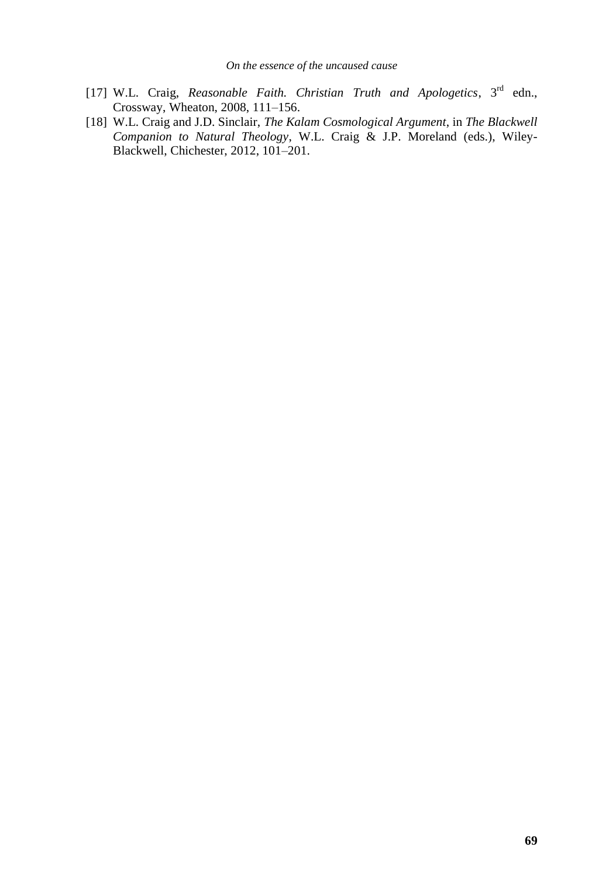[17] W.L. Craig, *Reasonable Faith. Christian Truth and Apologetics*, 3rd edn., Crossway, Wheaton, 2008, 111–156.

[18] W.L. Craig and J.D. Sinclair, *The Kalam Cosmological Argument*, in *The Blackwell Companion to Natural Theology*, W.L. Craig & J.P. Moreland (eds.), Wiley-Blackwell, Chichester, 2012, 101–201.